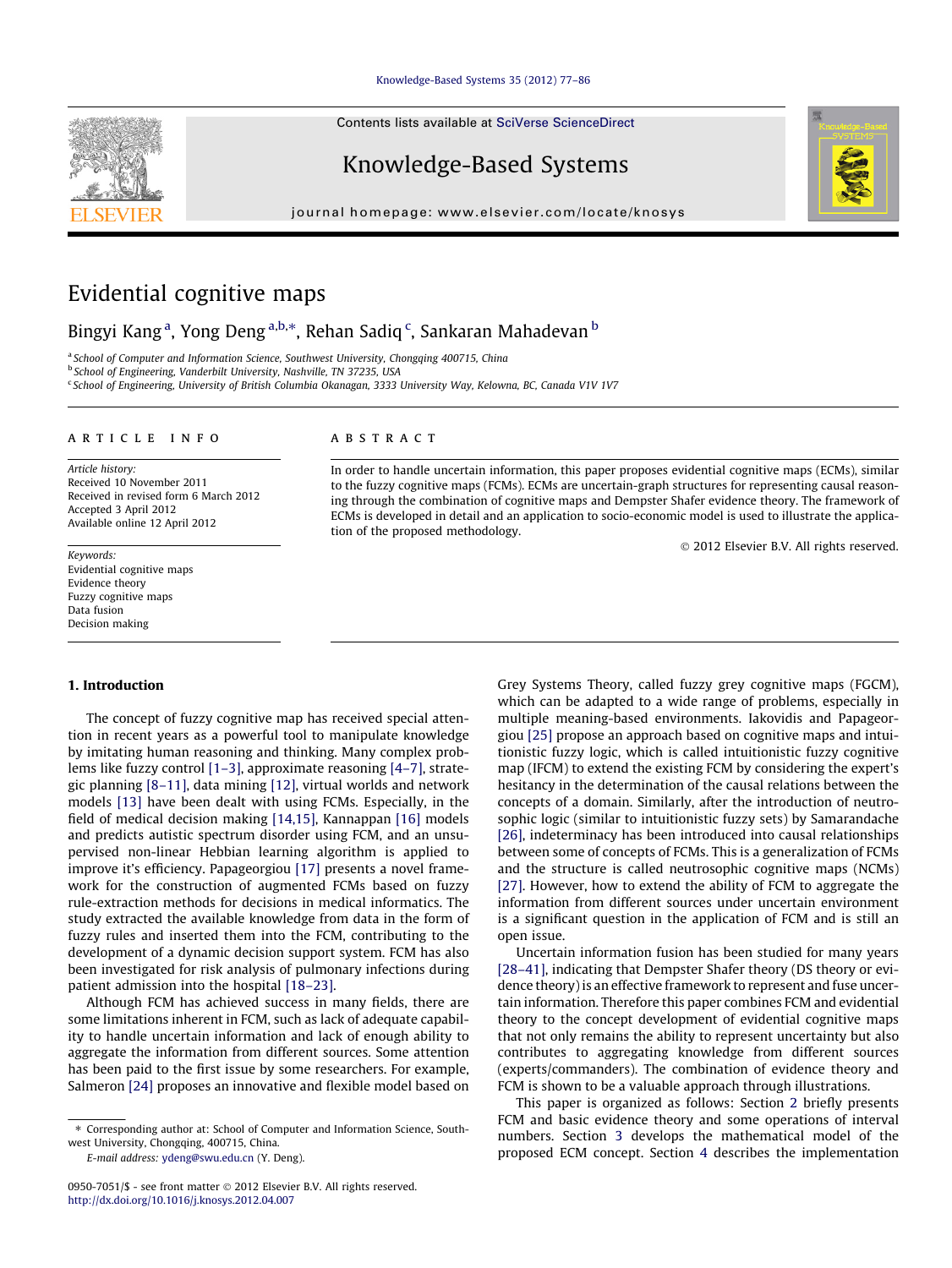# Evidential cognitive maps

Bingyi Kang [a], Yong Deng [a,b,*], Rehan Sadiq [c], Sankaran Mahadevan [b]

[a] School of Computer and Information Science, Southwest University, Chongqing 400715, China
[b] School of Engineering, Vanderbilt University, Nashville, TN 37235, USA
[c] School of Engineering, University of British Columbia Okanagan, 3333 University Way, Kelowna, BC, Canada V1V 1V7

**ARTICLE INFO**

*Article history:*
Received 10 November 2011
Received in revised form 6 March 2012
Accepted 3 April 2012
Available online 12 April 2012

*Keywords:*
Evidential cognitive maps
Evidence theory
Fuzzy cognitive maps
Data fusion
Decision making

**ABSTRACT**

In order to handle uncertain information, this paper proposes evidential cognitive maps (ECMs), similar to the fuzzy cognitive maps (FCMs). ECMs are uncertain-graph structures for representing causal reasoning through the combination of cognitive maps and Dempster Shafer evidence theory. The framework of ECMs is developed in detail and an application to socio-economic model is used to illustrate the application of the proposed methodology.

© 2012 Elsevier B.V. All rights reserved.

## 1. Introduction

The concept of fuzzy cognitive map has received special attention in recent years as a powerful tool to manipulate knowledge by imitating human reasoning and thinking. Many complex problems like fuzzy control [1–3], approximate reasoning [4–7], strategic planning [8–11], data mining [12], virtual worlds and network models [13] have been dealt with using FCMs. Especially, in the field of medical decision making [14,15], Kannappan [16] models and predicts autistic spectrum disorder using FCM, and an unsupervised non-linear Hebbian learning algorithm is applied to improve it's efficiency. Papageorgiou [17] presents a novel framework for the construction of augmented FCMs based on fuzzy rule-extraction methods for decisions in medical informatics. The study extracted the available knowledge from data in the form of fuzzy rules and inserted them into the FCM, contributing to the development of a dynamic decision support system. FCM has also been investigated for risk analysis of pulmonary infections during patient admission into the hospital [18–23].

Although FCM has achieved success in many fields, there are some limitations inherent in FCM, such as lack of adequate capability to handle uncertain information and lack of enough ability to aggregate the information from different sources. Some attention has been paid to the first issue by some researchers. For example, Salmeron [24] proposes an innovative and flexible model based on Grey Systems Theory, called fuzzy grey cognitive maps (FGCM), which can be adapted to a wide range of problems, especially in multiple meaning-based environments. Iakovidis and Papageorgiou [25] propose an approach based on cognitive maps and intuitionistic fuzzy logic, which is called intuitionistic fuzzy cognitive map (IFCM) to extend the existing FCM by considering the expert's hesitancy in the determination of the causal relations between the concepts of a domain. Similarly, after the introduction of neutrosophic logic (similar to intuitionistic fuzzy sets) by Samarandache [26], indeterminacy has been introduced into causal relationships between some of concepts of FCMs. This is a generalization of FCMs and the structure is called neutrosophic cognitive maps (NCMs) [27]. However, how to extend the ability of FCM to aggregate the information from different sources under uncertain environment is a significant question in the application of FCM and is still an open issue.

Uncertain information fusion has been studied for many years [28–41], indicating that Dempster Shafer theory (DS theory or evidence theory) is an effective framework to represent and fuse uncertain information. Therefore this paper combines FCM and evidential theory to the concept development of evidential cognitive maps that not only remains the ability to represent uncertainty but also contributes to aggregating knowledge from different sources (experts/commanders). The combination of evidence theory and FCM is shown to be a valuable approach through illustrations.

This paper is organized as follows: Section 2 briefly presents FCM and basic evidence theory and some operations of interval numbers. Section 3 develops the mathematical model of the proposed ECM concept. Section 4 describes the implementation

* Corresponding author at: School of Computer and Information Science, Southwest University, Chongqing, 400715, China.
E-mail address: ydeng@swu.edu.cn (Y. Deng).

0950-7051/$ - see front matter © 2012 Elsevier B.V. All rights reserved.
http://dx.doi.org/10.1016/j.knosys.2012.04.007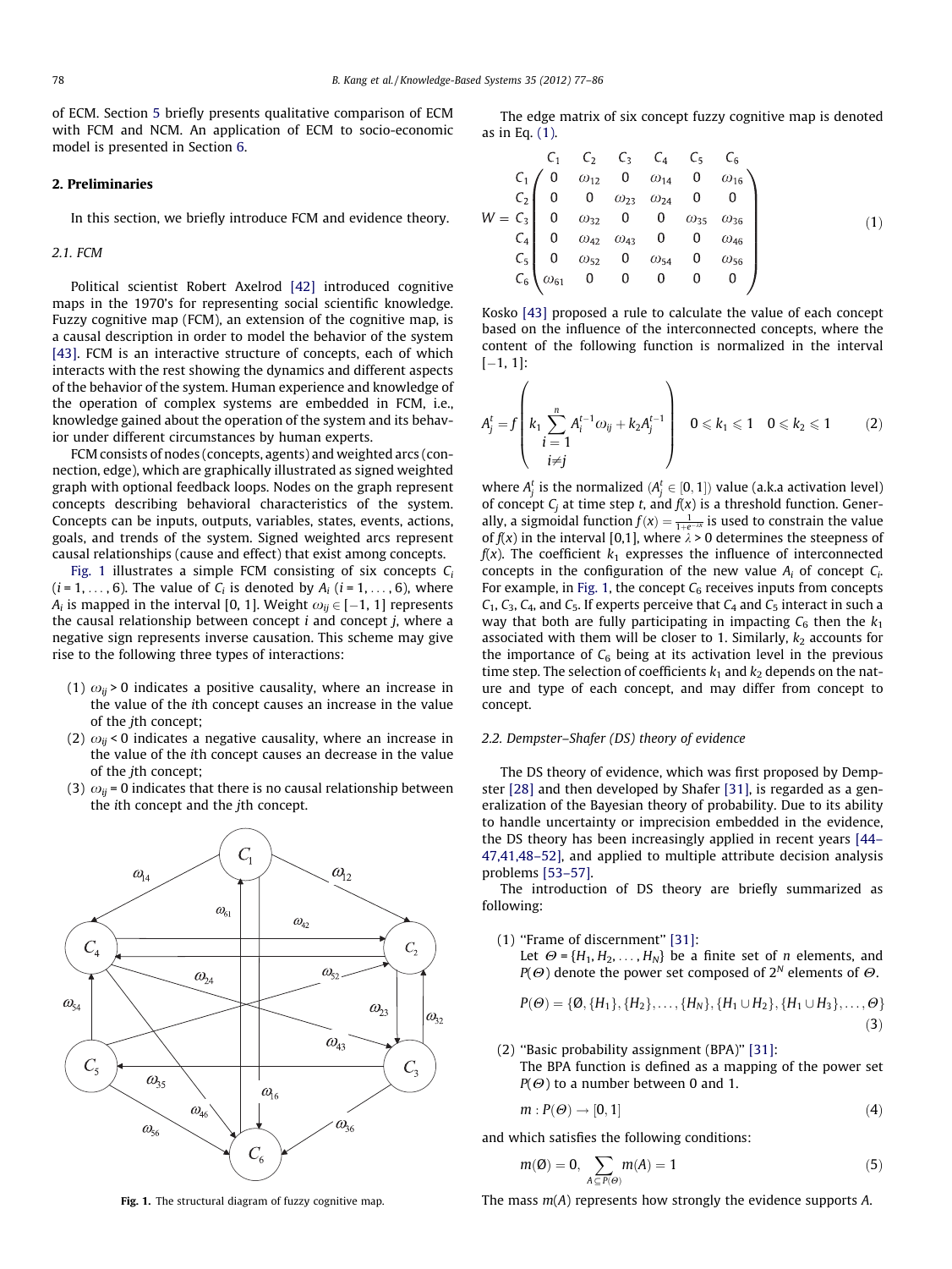of ECM. Section 5 briefly presents qualitative comparison of ECM with FCM and NCM. An application of ECM to socio-economic model is presented in Section 6.

## 2. Preliminaries

In this section, we briefly introduce FCM and evidence theory.

### 2.1. FCM

Political scientist Robert Axelrod [42] introduced cognitive maps in the 1970's for representing social scientific knowledge. Fuzzy cognitive map (FCM), an extension of the cognitive map, is a causal description in order to model the behavior of the system [43]. FCM is an interactive structure of concepts, each of which interacts with the rest showing the dynamics and different aspects of the behavior of the system. Human experience and knowledge of the operation of complex systems are embedded in FCM, i.e., knowledge gained about the operation of the system and its behavior under different circumstances by human experts.

FCM consists of nodes (concepts, agents) and weighted arcs (connection, edge), which are graphically illustrated as signed weighted graph with optional feedback loops. Nodes on the graph represent concepts describing behavioral characteristics of the system. Concepts can be inputs, outputs, variables, states, events, actions, goals, and trends of the system. Signed weighted arcs represent causal relationships (cause and effect) that exist among concepts.

Fig. 1 illustrates a simple FCM consisting of six concepts $C_i$ ($i = 1, \ldots, 6$). The value of $C_i$ is denoted by $A_i$ ($i = 1, \ldots, 6$), where $A_i$ is mapped in the interval [0, 1]. Weight $\omega_{ij} \in [-1, 1]$ represents the causal relationship between concept $i$ and concept $j$, where a negative sign represents inverse causation. This scheme may give rise to the following three types of interactions:

(1) $\omega_{ij} > 0$ indicates a positive causality, where an increase in the value of the $i$th concept causes an increase in the value of the $j$th concept;
(2) $\omega_{ij} < 0$ indicates a negative causality, where an increase in the value of the $i$th concept causes an decrease in the value of the $j$th concept;
(3) $\omega_{ij} = 0$ indicates that there is no causal relationship between the $i$th concept and the $j$th concept.

Fig. 1. The structural diagram of fuzzy cognitive map.

The edge matrix of six concept fuzzy cognitive map is denoted as in Eq. (1).

$$
W = \begin{array}{c} \\ C_1 \\ C_2 \\ C_3 \\ C_4 \\ C_5 \\ C_6 \end{array}
\begin{array}{c}
\begin{array}{cccccc} C_1 & C_2 & C_3 & C_4 & C_5 & C_6 \end{array} \\
\begin{pmatrix}
0 & \omega_{12} & 0 & \omega_{14} & 0 & \omega_{16} \\
0 & 0 & \omega_{23} & \omega_{24} & 0 & 0 \\
0 & \omega_{32} & 0 & 0 & \omega_{35} & \omega_{36} \\
0 & \omega_{42} & \omega_{43} & 0 & 0 & \omega_{46} \\
0 & \omega_{52} & 0 & \omega_{54} & 0 & \omega_{56} \\
\omega_{61} & 0 & 0 & 0 & 0 & 0
\end{pmatrix}
\end{array} \tag{1}
$$

Kosko [43] proposed a rule to calculate the value of each concept based on the influence of the interconnected concepts, where the content of the following function is normalized in the interval [−1, 1]:

$$
A_j^t = f\left(k_1 \sum_{\substack{i=1 \\ i \neq j}}^{n} A_i^{t-1}\omega_{ij} + k_2 A_j^{t-1}\right) \quad 0 \leqslant k_1 \leqslant 1 \quad 0 \leqslant k_2 \leqslant 1 \tag{2}
$$

where $A_j^t$ is the normalized ($A_j^t \in [0, 1]$) value (a.k.a activation level) of concept $C_j$ at time step $t$, and $f(x)$ is a threshold function. Generally, a sigmoidal function $f(x) = \frac{1}{1+e^{-\lambda x}}$ is used to constrain the value of $f(x)$ in the interval [0,1], where $\lambda > 0$ determines the steepness of $f(x)$. The coefficient $k_1$ expresses the influence of interconnected concepts in the configuration of the new value $A_i$ of concept $C_i$. For example, in Fig. 1, the concept $C_6$ receives inputs from concepts $C_1$, $C_3$, $C_4$, and $C_5$. If experts perceive that $C_4$ and $C_5$ interact in such a way that both are fully participating in impacting $C_6$ then the $k_1$ associated with them will be closer to 1. Similarly, $k_2$ accounts for the importance of $C_6$ being at its activation level in the previous time step. The selection of coefficients $k_1$ and $k_2$ depends on the nature and type of each concept, and may differ from concept to concept.

### 2.2. Dempster–Shafer (DS) theory of evidence

The DS theory of evidence, which was first proposed by Dempster [28] and then developed by Shafer [31], is regarded as a generalization of the Bayesian theory of probability. Due to its ability to handle uncertainty or imprecision embedded in the evidence, the DS theory has been increasingly applied in recent years [44–47,41,48–52], and applied to multiple attribute decision analysis problems [53–57].

The introduction of DS theory are briefly summarized as following:

(1) "Frame of discernment" [31]:
Let $\Theta = \{H_1, H_2, \ldots, H_N\}$ be a finite set of $n$ elements, and $P(\Theta)$ denote the power set composed of $2^N$ elements of $\Theta$.

$$
P(\Theta) = \{\emptyset, \{H_1\}, \{H_2\}, \ldots, \{H_N\}, \{H_1 \cup H_2\}, \{H_1 \cup H_3\}, \ldots, \Theta\} \tag{3}
$$

(2) "Basic probability assignment (BPA)" [31]:
The BPA function is defined as a mapping of the power set $P(\Theta)$ to a number between 0 and 1.

$$
m : P(\Theta) \to [0, 1] \tag{4}
$$

and which satisfies the following conditions:

$$
m(\emptyset) = 0, \sum_{A \subseteq P(\Theta)} m(A) = 1 \tag{5}
$$

The mass $m(A)$ represents how strongly the evidence supports $A$.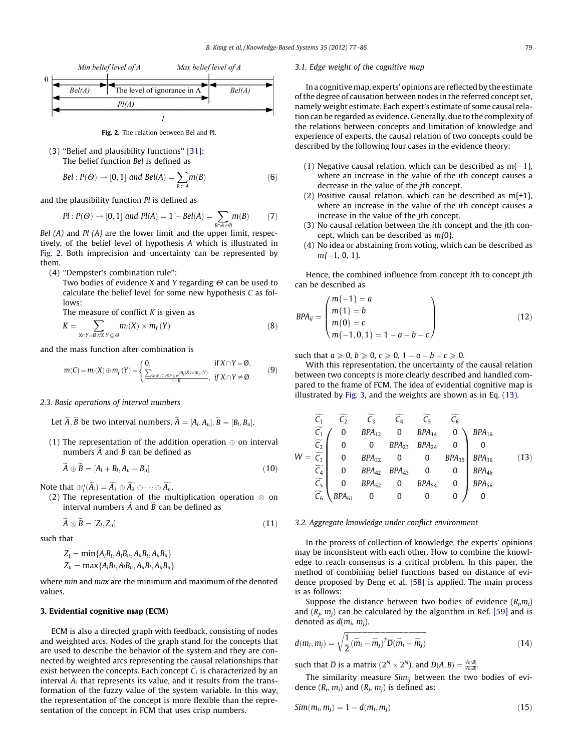Min belief level of A — Max belief level of A

0 | Bel(A) | The level of ignorance in A | $\overline{Bel(A)}$ |

Pl(A)

1

Fig. 2. The relation between Bel and Pl.

(3) "Belief and plausibility functions" [31]:
The belief function *Bel* is defined as

$$Bel : P(\Theta) \to [0,1] \text{ and } Bel(A) = \sum_{B \subseteq A} m(B) \tag{6}$$

and the plausibility function *Pl* is defined as

$$Pl : P(\Theta) \to [0,1] \text{ and } Pl(A) = 1 - Bel(\overline{A}) = \sum_{B \cap A \neq \emptyset} m(B) \tag{7}$$

*Bel (A)* and *Pl (A)* are the lower limit and the upper limit, respectively, of the belief level of hypothesis *A* which is illustrated in Fig. 2. Both imprecision and uncertainty can be represented by them.

(4) "Dempster's combination rule":
Two bodies of evidence *X* and *Y* regarding $\Theta$ can be used to calculate the belief level for some new hypothesis *C* as follows:
The measure of conflict *K* is given as

$$K = \sum_{X \cap Y = \emptyset, \forall X, Y \subseteq \Theta} m_i(X) \times m_{i'}(Y) \tag{8}$$

and the mass function after combination is

$$m(C) = m_i(X) \oplus m_{i'}(Y) = \begin{cases} 0, & \text{if } X \cap Y = \emptyset, \\ \frac{\sum_{X \cap Y = C, \forall X, Y \subseteq \Theta} m_i(X) \times m_{i'}(Y)}{1-K}, & \text{if } X \cap Y \neq \emptyset. \end{cases} \tag{9}$$

### 2.3. Basic operations of interval numbers

Let $\widetilde{A}, \widetilde{B}$ be two interval numbers, $\widetilde{A} = [A_l, A_u], \widetilde{B} = [B_l, B_u]$.

(1) The representation of the addition operation $\oplus$ on interval numbers $\widetilde{A}$ and $\widetilde{B}$ can be defined as

$$\widetilde{A} \oplus \widetilde{B} = [A_l + B_l, A_u + B_u] \tag{10}$$

Note that $\oplus_1^n(\widetilde{A}_i) = \widetilde{A_1} \oplus \widetilde{A_2} \oplus \cdots \oplus \widetilde{A_n}$.

(2) The representation of the multiplication operation $\otimes$ on interval numbers $\widetilde{A}$ and $\widetilde{B}$ can be defined as

$$\widetilde{A} \otimes \widetilde{B} = [Z_l, Z_u] \tag{11}$$

such that

$$Z_l = \min\{A_l B_l, A_l B_u, A_u B_l, A_u B_u\}$$
$$Z_u = \max\{A_l B_l, A_l B_u, A_u B_l, A_u B_u\}$$

where *min* and *max* are the minimum and maximum of the denoted values.

## 3. Evidential cognitive map (ECM)

ECM is also a directed graph with feedback, consisting of nodes and weighted arcs. Nodes of the graph stand for the concepts that are used to describe the behavior of the system and they are connected by weighted arcs representing the causal relationships that exist between the concepts. Each concept $\widetilde{C}_i$ is characterized by an interval $\widetilde{A}_i$ that represents its value, and it results from the transformation of the fuzzy value of the system variable. In this way, the representation of the concept is more flexible than the representation of the concept in FCM that uses crisp numbers.

### 3.1. Edge weight of the cognitive map

In a cognitive map, experts' opinions are reflected by the estimate of the degree of causation between nodes in the referred concept set, namely weight estimate. Each expert's estimate of some causal relation can be regarded as evidence. Generally, due to the complexity of the relations between concepts and limitation of knowledge and experience of experts, the causal relation of two concepts could be described by the following four cases in the evidence theory:

(1) Negative causal relation, which can be described as m{−1}, where an increase in the value of the *i*th concept causes a decrease in the value of the *j*th concept.
(2) Positive causal relation, which can be described as m{+1}, where an increase in the value of the *i*th concept causes a increase in the value of the *j*th concept.
(3) No causal relation between the *i*th concept and the *j*th concept, which can be described as *m*{0}.
(4) No idea or abstaining from voting, which can be described as *m*{−1, 0, 1}.

Hence, the combined influence from concept *i*th to concept *j*th can be described as

$$BPA_{ij} = \begin{pmatrix} m\{-1\} = a \\ m\{1\} = b \\ m\{0\} = c \\ m\{-1,0,1\} = 1-a-b-c \end{pmatrix} \tag{12}$$

such that $a \geqslant 0, b \geqslant 0, c \geqslant 0, 1-a-b-c \geqslant 0$.

With this representation, the uncertainty of the causal relation between two concepts is more clearly described and handled compared to the frame of FCM. The idea of evidential cognitive map is illustrated by Fig. 3, and the weights are shown as in Eq. (13).

$$W = \begin{matrix} & \begin{matrix} \widetilde{C_1} & \widetilde{C_2} & \widetilde{C_3} & \widetilde{C_4} & \widetilde{C_5} & \widetilde{C_6} \end{matrix} \\ \begin{matrix} \widetilde{C_1} \\ \widetilde{C_2} \\ \widetilde{C_3} \\ \widetilde{C_4} \\ \widetilde{C_5} \\ \widetilde{C_6} \end{matrix} & \begin{pmatrix} 0 & BPA_{12} & 0 & BPA_{14} & 0 & BPA_{16} \\ 0 & 0 & BPA_{23} & BPA_{24} & 0 & 0 \\ 0 & BPA_{32} & 0 & 0 & BPA_{35} & BPA_{36} \\ 0 & BPA_{42} & BPA_{43} & 0 & 0 & BPA_{46} \\ 0 & BPA_{52} & 0 & BPA_{54} & 0 & BPA_{56} \\ BPA_{61} & 0 & 0 & 0 & 0 & 0 \end{pmatrix} \end{matrix} \tag{13}$$

### 3.2. Aggregate knowledge under conflict environment

In the process of collection of knowledge, the experts' opinions may be inconsistent with each other. How to combine the knowledge to reach consensus is a critical problem. In this paper, the method of combining belief functions based on distance of evidence proposed by Deng et al. [58] is applied. The main process is as follows:

Suppose the distance between two bodies of evidence $(R_i, m_i)$ and $(R_j, m_j)$ can be calculated by the algorithm in Ref. [59] and is denoted as $d(m_i, m_j)$.

$$d(m_i, m_j) = \sqrt{\frac{1}{2}(\vec{m}_i - \vec{m}_j)^T \overline{D}(\vec{m}_i - \vec{m}_j)} \tag{14}$$

such that $\overline{D}$ is a matrix $(2^N \times 2^N)$, and $D(A,B) = \frac{|A \cap B|}{|A \cup B|}$.

The similarity measure $Sim_{ij}$ between the two bodies of evidence $(R_i, m_i)$ and $(R_j, m_j)$ is defined as:

$$Sim(m_i, m_j) = 1 - d(m_i, m_j) \tag{15}$$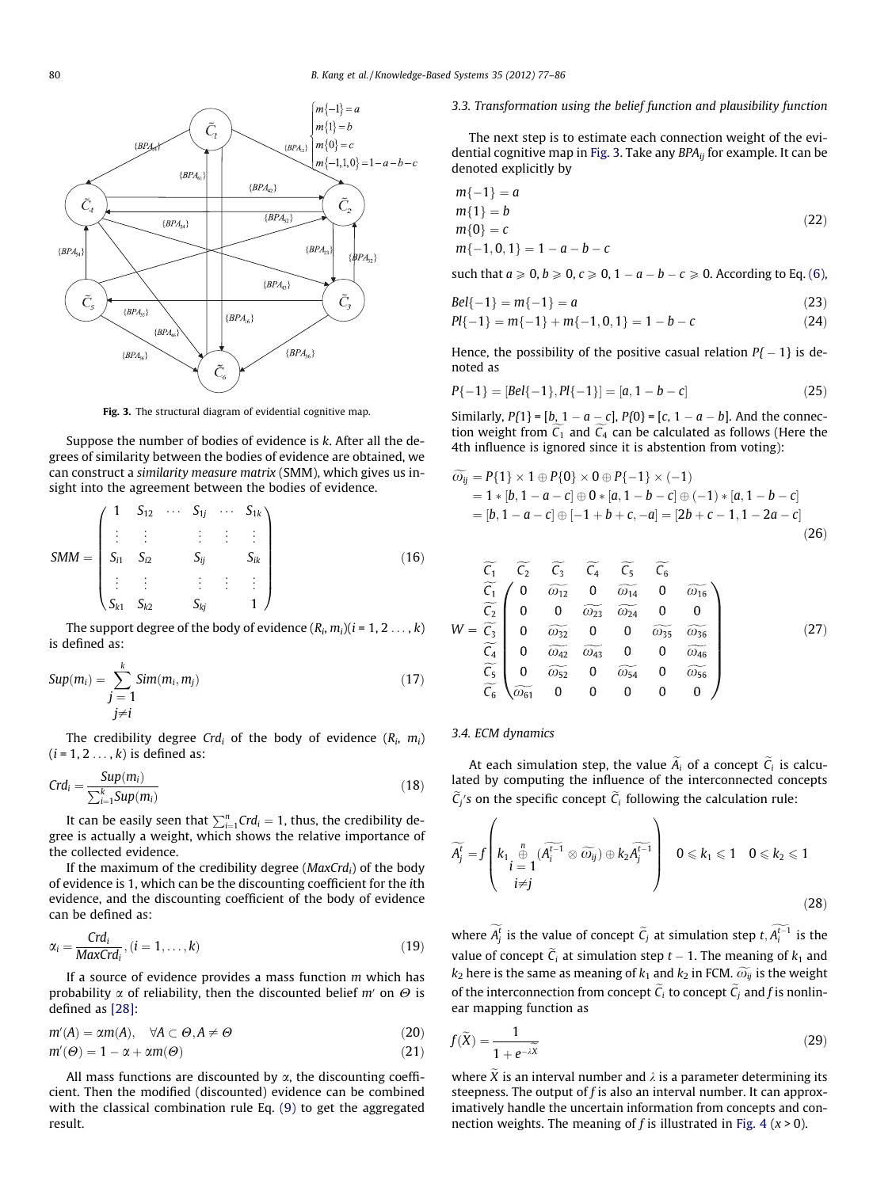Fig. 3. The structural diagram of evidential cognitive map.

Suppose the number of bodies of evidence is $k$. After all the degrees of similarity between the bodies of evidence are obtained, we can construct a *similarity measure matrix* (SMM), which gives us insight into the agreement between the bodies of evidence.

$$SMM = \begin{pmatrix} 1 & S_{12} & \cdots & S_{1j} & \cdots & S_{1k} \\ \vdots & \vdots & & \vdots & \vdots & \vdots \\ S_{i1} & S_{i2} & & S_{ij} & & S_{ik} \\ \vdots & \vdots & & \vdots & \vdots & \vdots \\ S_{k1} & S_{k2} & & S_{kj} & & 1 \end{pmatrix} \tag{16}$$

The support degree of the body of evidence $(R_i, m_i)(i = 1, 2 \ldots, k)$ is defined as:

$$Sup(m_i) = \sum_{\substack{j=1 \\ j \neq i}}^{k} Sim(m_i, m_j) \tag{17}$$

The credibility degree $Crd_i$ of the body of evidence $(R_i, m_i)$ $(i = 1, 2 \ldots, k)$ is defined as:

$$Crd_i = \frac{Sup(m_i)}{\sum_{i=1}^{k} Sup(m_i)} \tag{18}$$

It can be easily seen that $\sum_{i=1}^{n} Crd_i = 1$, thus, the credibility degree is actually a weight, which shows the relative importance of the collected evidence.

If the maximum of the credibility degree ($MaxCrd_i$) of the body of evidence is 1, which can be the discounting coefficient for the $i$th evidence, and the discounting coefficient of the body of evidence can be defined as:

$$\alpha_i = \frac{Crd_i}{MaxCrd_i}, (i = 1, \ldots, k) \tag{19}$$

If a source of evidence provides a mass function $m$ which has probability $\alpha$ of reliability, then the discounted belief $m'$ on $\Theta$ is defined as [28]:

$$m'(A) = \alpha m(A), \quad \forall A \subset \Theta, A \neq \Theta \tag{20}$$

$$m'(\Theta) = 1 - \alpha + \alpha m(\Theta) \tag{21}$$

All mass functions are discounted by $\alpha$, the discounting coefficient. Then the modified (discounted) evidence can be combined with the classical combination rule Eq. (9) to get the aggregated result.

### 3.3. Transformation using the belief function and plausibility function

The next step is to estimate each connection weight of the evidential cognitive map in Fig. 3. Take any $BPA_{ij}$ for example. It can be denoted explicitly by

$$\begin{aligned} & m\{-1\} = a \\ & m\{1\} = b \\ & m\{0\} = c \\ & m\{-1, 0, 1\} = 1 - a - b - c \end{aligned} \tag{22}$$

such that $a \geqslant 0, b \geqslant 0, c \geqslant 0, 1 - a - b - c \geqslant 0$. According to Eq. (6),

$$Bel\{-1\} = m\{-1\} = a \tag{23}$$

$$Pl\{-1\} = m\{-1\} + m\{-1, 0, 1\} = 1 - b - c \tag{24}$$

Hence, the possibility of the positive casual relation $P\{-1\}$ is denoted as

$$P\{-1\} = [Bel\{-1\}, Pl\{-1\}] = [a, 1 - b - c] \tag{25}$$

Similarly, $P\{1\} = [b, 1 - a - c]$, $P\{0\} = [c, 1 - a - b]$. And the connection weight from $\widetilde{C_1}$ and $\widetilde{C_4}$ can be calculated as follows (Here the 4th influence is ignored since it is abstention from voting):

$$\begin{aligned} \widetilde{\omega_{ij}} &= P\{1\} \times 1 \oplus P\{0\} \times 0 \oplus P\{-1\} \times (-1) \\ &= 1 * [b, 1 - a - c] \oplus 0 * [a, 1 - b - c] \oplus (-1) * [a, 1 - b - c] \\ &= [b, 1 - a - c] \oplus [-1 + b + c, -a] = [2b + c - 1, 1 - 2a - c] \end{aligned} \tag{26}$$

$$W = \begin{array}{c} \\ \widetilde{C_1} \\ \widetilde{C_2} \\ \widetilde{C_3} \\ \widetilde{C_4} \\ \widetilde{C_5} \\ \widetilde{C_6} \end{array} \begin{array}{c} \begin{array}{cccccc} \widetilde{C_1} & \widetilde{C_2} & \widetilde{C_3} & \widetilde{C_4} & \widetilde{C_5} & \widetilde{C_6} \end{array} \\ \begin{pmatrix} 0 & \widetilde{\omega_{12}} & 0 & \widetilde{\omega_{14}} & 0 & \widetilde{\omega_{16}} \\ 0 & 0 & \widetilde{\omega_{23}} & \widetilde{\omega_{24}} & 0 & 0 \\ 0 & \widetilde{\omega_{32}} & 0 & 0 & \widetilde{\omega_{35}} & \widetilde{\omega_{36}} \\ 0 & \widetilde{\omega_{42}} & \widetilde{\omega_{43}} & 0 & 0 & \widetilde{\omega_{46}} \\ 0 & \widetilde{\omega_{52}} & 0 & \widetilde{\omega_{54}} & 0 & \widetilde{\omega_{56}} \\ \widetilde{\omega_{61}} & 0 & 0 & 0 & 0 & 0 \end{pmatrix} \end{array} \tag{27}$$

### 3.4. ECM dynamics

At each simulation step, the value $\widetilde{A_i}$ of a concept $\widetilde{C_i}$ is calculated by computing the influence of the interconnected concepts $\widetilde{C_j}$'s on the specific concept $\widetilde{C_i}$ following the calculation rule:

$$\widetilde{A_j^t} = f\left(k_1 \bigoplus_{\substack{i=1 \\ i \neq j}}^{n} (\widetilde{A_i^{t-1}} \otimes \widetilde{\omega_{ij}}) \oplus k_2 \widetilde{A_j^{t-1}}\right) \quad 0 \leqslant k_1 \leqslant 1 \quad 0 \leqslant k_2 \leqslant 1 \tag{28}$$

where $\widetilde{A_j^t}$ is the value of concept $\widetilde{C_j}$ at simulation step $t$, $\widetilde{A_i^{t-1}}$ is the value of concept $\widetilde{C_i}$ at simulation step $t-1$. The meaning of $k_1$ and $k_2$ here is the same as meaning of $k_1$ and $k_2$ in FCM. $\widetilde{\omega_{ij}}$ is the weight of the interconnection from concept $\widetilde{C_i}$ to concept $\widetilde{C_j}$ and $f$ is nonlinear mapping function as

$$f(\widetilde{X}) = \frac{1}{1 + e^{-\lambda \widetilde{X}}} \tag{29}$$

where $\widetilde{X}$ is an interval number and $\lambda$ is a parameter determining its steepness. The output of $f$ is also an interval number. It can approximatively handle the uncertain information from concepts and connection weights. The meaning of $f$ is illustrated in Fig. 4 $(x > 0)$.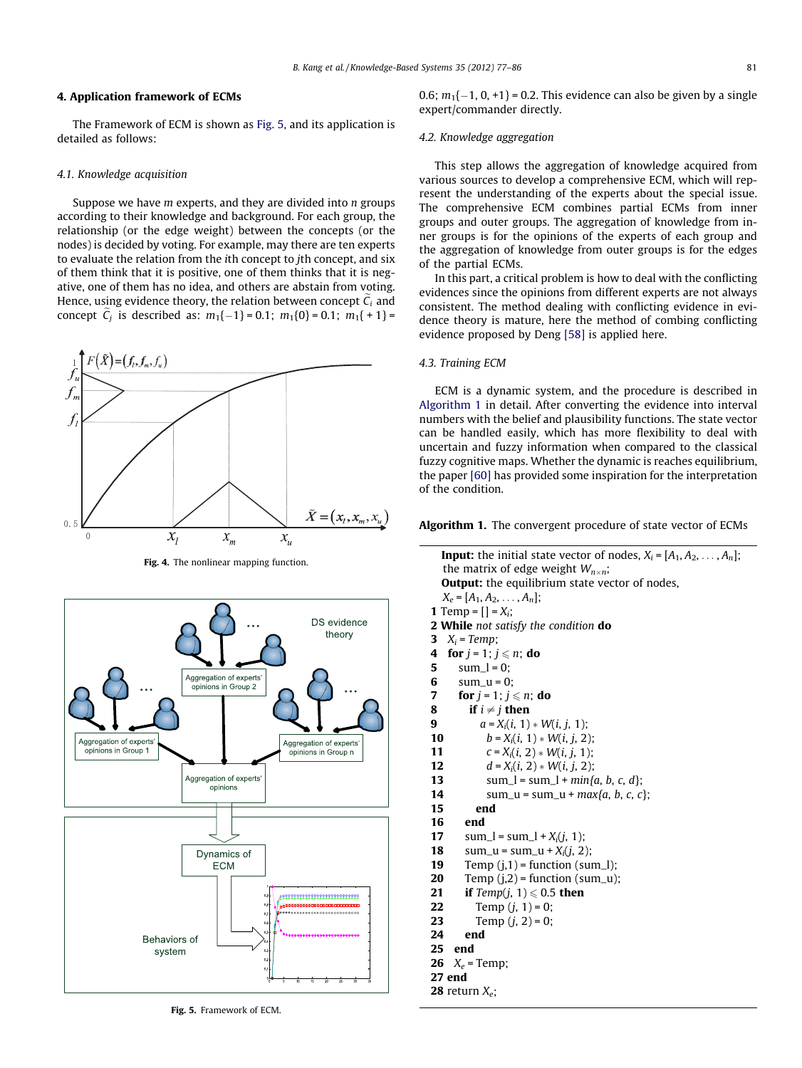## 4. Application framework of ECMs

The Framework of ECM is shown as Fig. 5, and its application is detailed as follows:

### 4.1. Knowledge acquisition

Suppose we have $m$ experts, and they are divided into $n$ groups according to their knowledge and background. For each group, the relationship (or the edge weight) between the concepts (or the nodes) is decided by voting. For example, may there are ten experts to evaluate the relation from the $i$th concept to $j$th concept, and six of them think that it is positive, one of them thinks that it is negative, one of them has no idea, and others are abstain from voting. Hence, using evidence theory, the relation between concept $\widetilde{C}_i$ and concept $\widetilde{C}_j$ is described as: $m_1\{-1\} = 0.1$; $m_1\{0\} = 0.1$; $m_1\{+1\} = 0.6$; $m_1\{-1, 0, +1\} = 0.2$. This evidence can also be given by a single expert/commander directly.

Fig. 4. The nonlinear mapping function.

Fig. 5. Framework of ECM.

### 4.2. Knowledge aggregation

This step allows the aggregation of knowledge acquired from various sources to develop a comprehensive ECM, which will represent the understanding of the experts about the special issue. The comprehensive ECM combines partial ECMs from inner groups and outer groups. The aggregation of knowledge from inner groups is for the opinions of the experts of each group and the aggregation of knowledge from outer groups is for the edges of the partial ECMs.

In this part, a critical problem is how to deal with the conflicting evidences since the opinions from different experts are not always consistent. The method dealing with conflicting evidence in evidence theory is mature, here the method of combing conflicting evidence proposed by Deng [58] is applied here.

### 4.3. Training ECM

ECM is a dynamic system, and the procedure is described in Algorithm 1 in detail. After converting the evidence into interval numbers with the belief and plausibility functions. The state vector can be handled easily, which has more flexibility to deal with uncertain and fuzzy information when compared to the classical fuzzy cognitive maps. Whether the dynamic is reaches equilibrium, the paper [60] has provided some inspiration for the interpretation of the condition.

**Algorithm 1.** The convergent procedure of state vector of ECMs

```
Input: the initial state vector of nodes, X_i = [A_1, A_2, ..., A_n];
  the matrix of edge weight W_{n×n};
Output: the equilibrium state vector of nodes,
  X_e = [A_1, A_2, ..., A_n];
1  Temp = [] = X_i;
2  While not satisfy the condition do
3    X_i = Temp;
4    for j = 1; j ⩽ n; do
5      sum_l = 0;
6      sum_u = 0;
7      for j = 1; j ⩽ n; do
8        if i ≠ j then
9          a = X_i(i, 1) * W(i, j, 1);
10         b = X_i(i, 1) * W(i, j, 2);
11         c = X_i(i, 2) * W(i, j, 1);
12         d = X_i(i, 2) * W(i, j, 2);
13         sum_l = sum_l + min{a, b, c, d};
14         sum_u = sum_u + max{a, b, c, c};
15       end
16     end
17     sum_l = sum_l + X_i(j, 1);
18     sum_u = sum_u + X_i(j, 2);
19     Temp (j,1) = function (sum_l);
20     Temp (j,2) = function (sum_u);
21     if Temp(j, 1) ⩽ 0.5 then
22       Temp (j, 1) = 0;
23       Temp (j, 2) = 0;
24     end
25   end
26   X_e = Temp;
27 end
28 return X_e;
```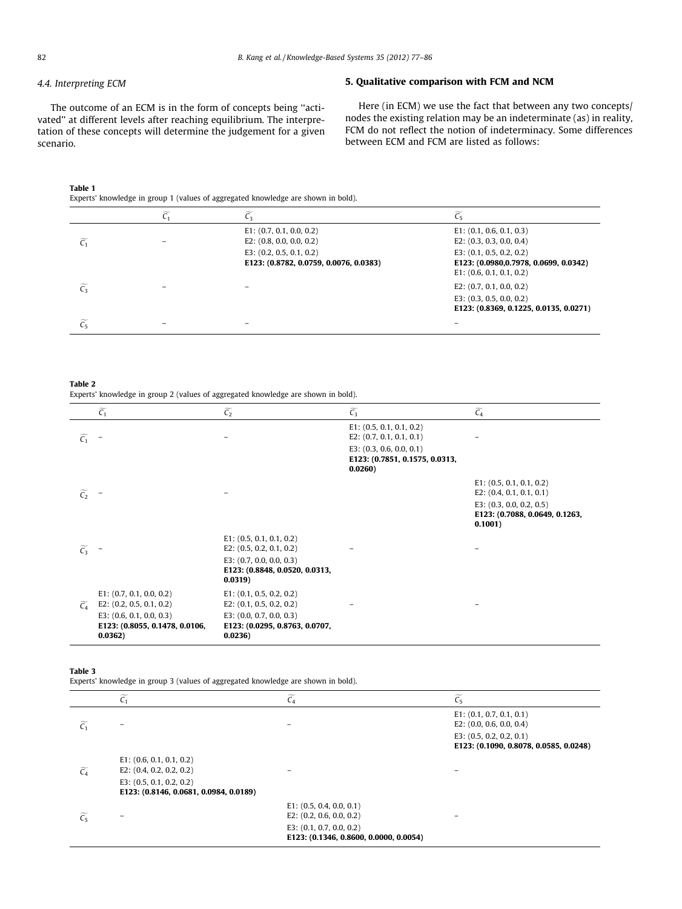### 4.4. Interpreting ECM

The outcome of an ECM is in the form of concepts being "activated" at different levels after reaching equilibrium. The interpretation of these concepts will determine the judgement for a given scenario.

## 5. Qualitative comparison with FCM and NCM

Here (in ECM) we use the fact that between any two concepts/nodes the existing relation may be an indeterminate (as) in reality, FCM do not reflect the notion of indeterminacy. Some differences between ECM and FCM are listed as follows:

**Table 1**
Experts' knowledge in group 1 (values of aggregated knowledge are shown in bold).

| | $\widetilde{C_1}$ | $\widetilde{C_3}$ | $\widetilde{C_5}$ |
|---|---|---|---|
| $\widetilde{C_1}$ | – | E1: (0.7, 0.1, 0.0, 0.2)<br>E2: (0.8, 0.0, 0.0, 0.2)<br>E3: (0.2, 0.5, 0.1, 0.2)<br>**E123: (0.8782, 0.0759, 0.0076, 0.0383)** | E1: (0.1, 0.6, 0.1, 0.3)<br>E2: (0.3, 0.3, 0.0, 0.4)<br>E3: (0.1, 0.5, 0.2, 0.2)<br>**E123: (0.0980,0.7978, 0.0699, 0.0342)** |
| $\widetilde{C_3}$ | – | – | E1: (0.6, 0.1, 0.1, 0.2)<br>E2: (0.7, 0.1, 0.0, 0.2)<br>E3: (0.3, 0.5, 0.0, 0.2)<br>**E123: (0.8369, 0.1225, 0.0135, 0.0271)** |
| $\widetilde{C_5}$ | – | – | – |

**Table 2**
Experts' knowledge in group 2 (values of aggregated knowledge are shown in bold).

| | $\widetilde{C_1}$ | $\widetilde{C_2}$ | $\widetilde{C_3}$ | $\widetilde{C_4}$ |
|---|---|---|---|---|
| $\widetilde{C_1}$ | – | – | E1: (0.5, 0.1, 0.1, 0.2)<br>E2: (0.7, 0.1, 0.1, 0.1)<br>E3: (0.3, 0.6, 0.0, 0.1)<br>**E123: (0.7851, 0.1575, 0.0313, 0.0260)** | – |
| $\widetilde{C_2}$ | – | – | | E1: (0.5, 0.1, 0.1, 0.2)<br>E2: (0.4, 0.1, 0.1, 0.1)<br>E3: (0.3, 0.0, 0.2, 0.5)<br>**E123: (0.7088, 0.0649, 0.1263, 0.1001)** |
| $\widetilde{C_3}$ | – | E1: (0.5, 0.1, 0.1, 0.2)<br>E2: (0.5, 0.2, 0.1, 0.2)<br>E3: (0.7, 0.0, 0.0, 0.3)<br>**E123: (0.8848, 0.0520, 0.0313, 0.0319)** | – | – |
| $\widetilde{C_4}$ | E1: (0.7, 0.1, 0.0, 0.2)<br>E2: (0.2, 0.5, 0.1, 0.2)<br>E3: (0.6, 0.1, 0.0, 0.3)<br>**E123: (0.8055, 0.1478, 0.0106, 0.0362)** | E1: (0.1, 0.5, 0.2, 0.2)<br>E2: (0.1, 0.5, 0.2, 0.2)<br>E3: (0.0, 0.7, 0.0, 0.3)<br>**E123: (0.0295, 0.8763, 0.0707, 0.0236)** | – | – |

**Table 3**
Experts' knowledge in group 3 (values of aggregated knowledge are shown in bold).

| | $\widetilde{C_1}$ | $\widetilde{C_4}$ | $\widetilde{C_5}$ |
|---|---|---|---|
| $\widetilde{C_1}$ | – | – | E1: (0.1, 0.7, 0.1, 0.1)<br>E2: (0.0, 0.6, 0.0, 0.4)<br>E3: (0.5, 0.2, 0.2, 0.1)<br>**E123: (0.1090, 0.8078, 0.0585, 0.0248)** |
| $\widetilde{C_4}$ | E1: (0.6, 0.1, 0.1, 0.2)<br>E2: (0.4, 0.2, 0.2, 0.2)<br>E3: (0.5, 0.1, 0.2, 0.2)<br>**E123: (0.8146, 0.0681, 0.0984, 0.0189)** | – | – |
| $\widetilde{C_5}$ | – | E1: (0.5, 0.4, 0.0, 0.1)<br>E2: (0.2, 0.6, 0.0, 0.2)<br>E3: (0.1, 0.7, 0.0, 0.2)<br>**E123: (0.1346, 0.8600, 0.0000, 0.0054)** | – |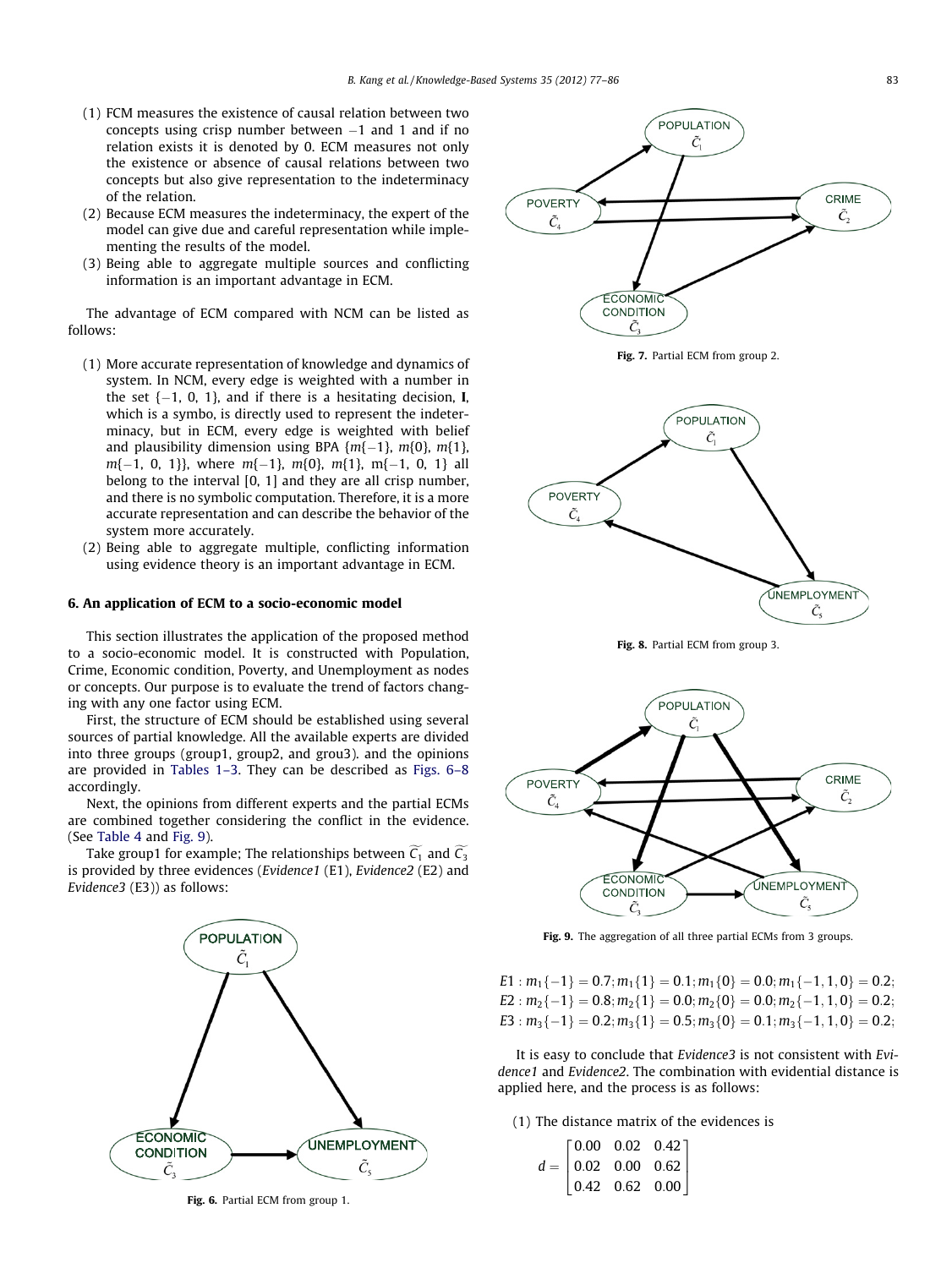(1) FCM measures the existence of causal relation between two concepts using crisp number between −1 and 1 and if no relation exists it is denoted by 0. ECM measures not only the existence or absence of causal relations between two concepts but also give representation to the indeterminacy of the relation.
(2) Because ECM measures the indeterminacy, the expert of the model can give due and careful representation while implementing the results of the model.
(3) Being able to aggregate multiple sources and conflicting information is an important advantage in ECM.

The advantage of ECM compared with NCM can be listed as follows:

(1) More accurate representation of knowledge and dynamics of system. In NCM, every edge is weighted with a number in the set {−1, 0, 1}, and if there is a hesitating decision, **I**, which is a symbo, is directly used to represent the indeterminacy, but in ECM, every edge is weighted with belief and plausibility dimension using BPA $\{m\{-1\}, m\{0\}, m\{1\}, m\{-1, 0, 1\}\}$, where $m\{-1\}$, $m\{0\}$, $m\{1\}$, $m\{-1, 0, 1\}$ all belong to the interval [0, 1] and they are all crisp number, and there is no symbolic computation. Therefore, it is a more accurate representation and can describe the behavior of the system more accurately.
(2) Being able to aggregate multiple, conflicting information using evidence theory is an important advantage in ECM.

## 6. An application of ECM to a socio-economic model

This section illustrates the application of the proposed method to a socio-economic model. It is constructed with Population, Crime, Economic condition, Poverty, and Unemployment as nodes or concepts. Our purpose is to evaluate the trend of factors changing with any one factor using ECM.

First, the structure of ECM should be established using several sources of partial knowledge. All the available experts are divided into three groups (group1, group2, and grou3). and the opinions are provided in Tables 1–3. They can be described as Figs. 6–8 accordingly.

Next, the opinions from different experts and the partial ECMs are combined together considering the conflict in the evidence. (See Table 4 and Fig. 9).

Take group1 for example; The relationships between $\widetilde{C_1}$ and $\widetilde{C_3}$ is provided by three evidences (*Evidence1* (E1), *Evidence2* (E2) and *Evidence3* (E3)) as follows:

Fig. 6. Partial ECM from group 1.

Fig. 7. Partial ECM from group 2.

Fig. 8. Partial ECM from group 3.

Fig. 9. The aggregation of all three partial ECMs from 3 groups.

$$E1: m_1\{-1\} = 0.7; m_1\{1\} = 0.1; m_1\{0\} = 0.0; m_1\{-1, 1, 0\} = 0.2;$$
$$E2: m_2\{-1\} = 0.8; m_2\{1\} = 0.0; m_2\{0\} = 0.0; m_2\{-1, 1, 0\} = 0.2;$$
$$E3: m_3\{-1\} = 0.2; m_3\{1\} = 0.5; m_3\{0\} = 0.1; m_3\{-1, 1, 0\} = 0.2;$$

It is easy to conclude that *Evidence3* is not consistent with *Evidence1* and *Evidence2*. The combination with evidential distance is applied here, and the process is as follows:

(1) The distance matrix of the evidences is

$$d = \begin{bmatrix} 0.00 & 0.02 & 0.42 \\ 0.02 & 0.00 & 0.62 \\ 0.42 & 0.62 & 0.00 \end{bmatrix}$$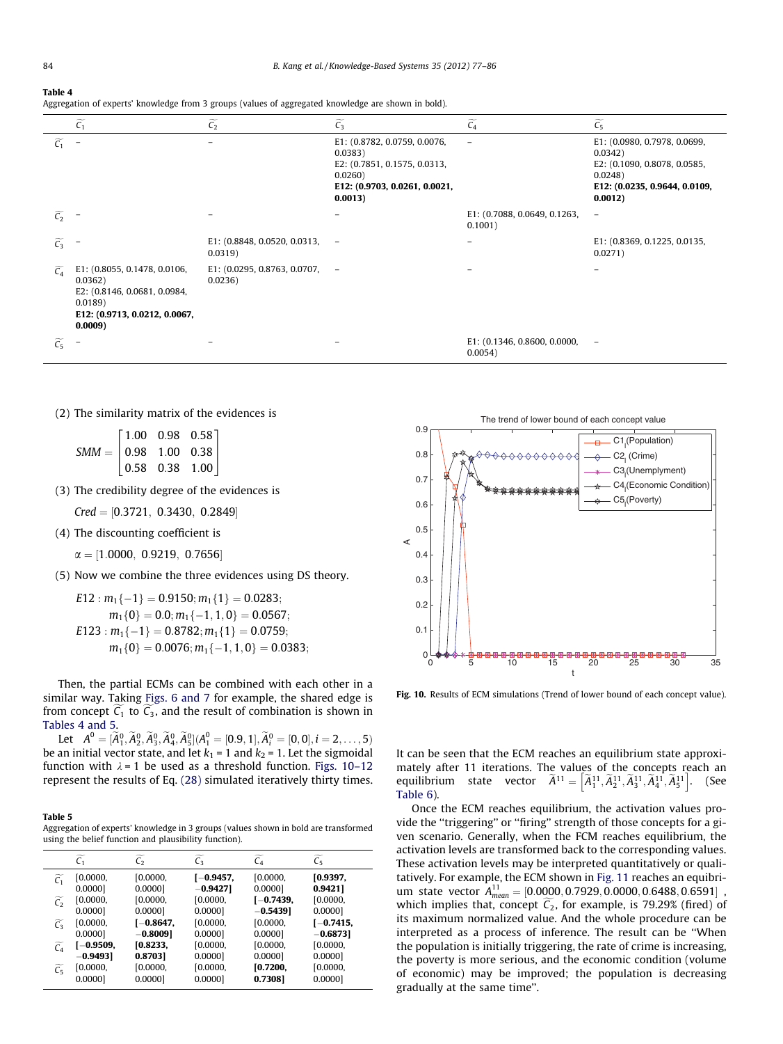**Table 4**
Aggregation of experts' knowledge from 3 groups (values of aggregated knowledge are shown in bold).

| | $\widetilde{C_1}$ | $\widetilde{C_2}$ | $\widetilde{C_3}$ | $\widetilde{C_4}$ | $\widetilde{C_5}$ |
|---|---|---|---|---|---|
| $\widetilde{C_1}$ | – | – | E1: (0.8782, 0.0759, 0.0076, 0.0383) E2: (0.7851, 0.1575, 0.0313, 0.0260) **E12: (0.9703, 0.0261, 0.0021, 0.0013)** | – | E1: (0.0980, 0.7978, 0.0699, 0.0342) E2: (0.1090, 0.8078, 0.0585, 0.0248) **E12: (0.0235, 0.9644, 0.0109, 0.0012)** |
| $\widetilde{C_2}$ | – | – | – | E1: (0.7088, 0.0649, 0.1263, 0.1001) | – |
| $\widetilde{C_3}$ | – | E1: (0.8848, 0.0520, 0.0313, 0.0319) | – | – | E1: (0.8369, 0.1225, 0.0135, 0.0271) |
| $\widetilde{C_4}$ | E1: (0.8055, 0.1478, 0.0106, 0.0362) E2: (0.8146, 0.0681, 0.0984, 0.0189) **E12: (0.9713, 0.0212, 0.0067, 0.0009)** | E1: (0.0295, 0.8763, 0.0707, 0.0236) | – | – | – |
| $\widetilde{C_5}$ | – | – | – | E1: (0.1346, 0.8600, 0.0000, 0.0054) | – |

(2) The similarity matrix of the evidences is

$$SMM = \begin{bmatrix} 1.00 & 0.98 & 0.58 \\ 0.98 & 1.00 & 0.38 \\ 0.58 & 0.38 & 1.00 \end{bmatrix}$$

(3) The credibility degree of the evidences is

$$Cred = [0.3721,\ 0.3430,\ 0.2849]$$

(4) The discounting coefficient is

$$\alpha = [1.0000,\ 0.9219,\ 0.7656]$$

(5) Now we combine the three evidences using DS theory.

$$E12: m_1\{-1\} = 0.9150; m_1\{1\} = 0.0283;$$
$$m_1\{0\} = 0.0; m_1\{-1,1,0\} = 0.0567;$$
$$E123: m_1\{-1\} = 0.8782; m_1\{1\} = 0.0759;$$
$$m_1\{0\} = 0.0076; m_1\{-1,1,0\} = 0.0383;$$

Then, the partial ECMs can be combined with each other in a similar way. Taking Figs. 6 and 7 for example, the shared edge is from concept $\widetilde{C_1}$ to $\widetilde{C_3}$, and the result of combination is shown in Tables 4 and 5.

Let $A^0 = [\widetilde{A}_1^0, \widetilde{A}_2^0, \widetilde{A}_3^0, \widetilde{A}_4^0, \widetilde{A}_5^0](A_1^0 = [0.9, 1], \widetilde{A}_i^0 = [0, 0], i = 2, \ldots, 5)$ be an initial vector state, and let $k_1 = 1$ and $k_2 = 1$. Let the sigmoidal function with $\lambda = 1$ be used as a threshold function. Figs. 10–12 represent the results of Eq. (28) simulated iteratively thirty times.

**Table 5**
Aggregation of experts' knowledge in 3 groups (values shown in bold are transformed using the belief function and plausibility function).

| | $\widetilde{C_1}$ | $\widetilde{C_2}$ | $\widetilde{C_3}$ | $\widetilde{C_4}$ | $\widetilde{C_5}$ |
|---|---|---|---|---|---|
| $\widetilde{C_1}$ | [0.0000, 0.0000] | [0.0000, 0.0000] | **[−0.9457, −0.9427]** | [0.0000, 0.0000] | **[0.9397, 0.9421]** |
| $\widetilde{C_2}$ | [0.0000, 0.0000] | [0.0000, 0.0000] | [0.0000, 0.0000] | **[−0.7439, −0.5439]** | [0.0000, 0.0000] |
| $\widetilde{C_3}$ | [0.0000, 0.0000] | **[−0.8647, −0.8009]** | [0.0000, 0.0000] | [0.0000, 0.0000] | **[−0.7415, −0.6873]** |
| $\widetilde{C_4}$ | **[−0.9509, −0.9493]** | **[0.8233, 0.8703]** | [0.0000, 0.0000] | [0.0000, 0.0000] | [0.0000, 0.0000] |
| $\widetilde{C_5}$ | [0.0000, 0.0000] | [0.0000, 0.0000] | [0.0000, 0.0000] | **[0.7200, 0.7308]** | [0.0000, 0.0000] |

Fig. 10. Results of ECM simulations (Trend of lower bound of each concept value).

It can be seen that the ECM reaches an equilibrium state approximately after 11 iterations. The values of the concepts reach an equilibrium state vector $\widetilde{A}^{11} = \left[\widetilde{A}_1^{11}, \widetilde{A}_2^{11}, \widetilde{A}_3^{11}, \widetilde{A}_4^{11}, \widetilde{A}_5^{11}\right]$. (See Table 6).

Once the ECM reaches equilibrium, the activation values provide the "triggering" or "firing" strength of those concepts for a given scenario. Generally, when the FCM reaches equilibrium, the activation levels are transformed back to the corresponding values. These activation levels may be interpreted quantitatively or qualitatively. For example, the ECM shown in Fig. 11 reaches an equilibrium state vector $\widetilde{A}_{mean}^{11} = [0.0000, 0.7929, 0.0000, 0.6488, 0.6591]$, which implies that, concept $\widetilde{C_2}$, for example, is 79.29% (fired) of its maximum normalized value. And the whole procedure can be interpreted as a process of inference. The result can be "When the population is initially triggering, the rate of crime is increasing, the poverty is more serious, and the economic condition (volume of economic) may be improved; the population is decreasing gradually at the same time".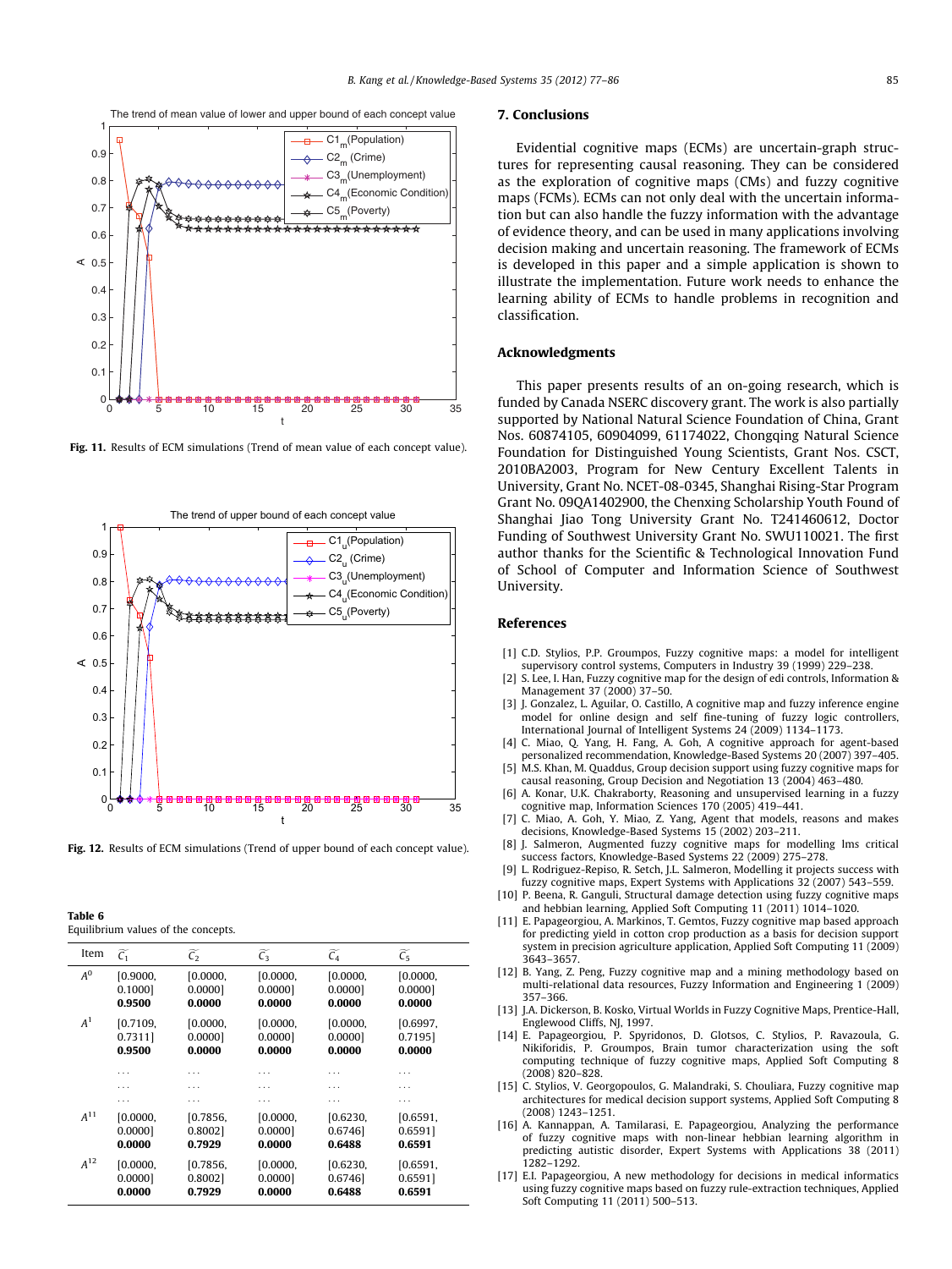Fig. 11. Results of ECM simulations (Trend of mean value of each concept value).

Fig. 12. Results of ECM simulations (Trend of upper bound of each concept value).

**Table 6**
Equilibrium values of the concepts.

| Item | $\widetilde{C}_1$ | $\widetilde{C}_2$ | $\widetilde{C}_3$ | $\widetilde{C}_4$ | $\widetilde{C}_5$ |
|---|---|---|---|---|---|
| $A^0$ | [0.9000, 0.1000] **0.9500** | [0.0000, 0.0000] **0.0000** | [0.0000, 0.0000] **0.0000** | [0.0000, 0.0000] **0.0000** | [0.0000, 0.0000] **0.0000** |
| $A^1$ | [0.7109, 0.7311] **0.9500** | [0.0000, 0.0000] **0.0000** | [0.0000, 0.0000] **0.0000** | [0.0000, 0.0000] **0.0000** | [0.6997, 0.7195] **0.0000** |
| | ... | ... | ... | ... | ... |
| | ... | ... | ... | ... | ... |
| | ... | ... | ... | ... | ... |
| $A^{11}$ | [0.0000, 0.0000] **0.0000** | [0.7856, 0.8002] **0.7929** | [0.0000, 0.0000] **0.0000** | [0.6230, 0.6746] **0.6488** | [0.6591, 0.6591] **0.6591** |
| $A^{12}$ | [0.0000, 0.0000] **0.0000** | [0.7856, 0.8002] **0.7929** | [0.0000, 0.0000] **0.0000** | [0.6230, 0.6746] **0.6488** | [0.6591, 0.6591] **0.6591** |

## 7. Conclusions

Evidential cognitive maps (ECMs) are uncertain-graph structures for representing causal reasoning. They can be considered as the exploration of cognitive maps (CMs) and fuzzy cognitive maps (FCMs). ECMs can not only deal with the uncertain information but can also handle the fuzzy information with the advantage of evidence theory, and can be used in many applications involving decision making and uncertain reasoning. The framework of ECMs is developed in this paper and a simple application is shown to illustrate the implementation. Future work needs to enhance the learning ability of ECMs to handle problems in recognition and classification.

## Acknowledgments

This paper presents results of an on-going research, which is funded by Canada NSERC discovery grant. The work is also partially supported by National Natural Science Foundation of China, Grant Nos. 60874105, 60904099, 61174022, Chongqing Natural Science Foundation for Distinguished Young Scientists, Grant Nos. CSCT, 2010BA2003, Program for New Century Excellent Talents in University, Grant No. NCET-08-0345, Shanghai Rising-Star Program Grant No. 09QA1402900, the Chenxing Scholarship Youth Found of Shanghai Jiao Tong University Grant No. T241460612, Doctor Funding of Southwest University Grant No. SWU110021. The first author thanks for the Scientific & Technological Innovation Fund of School of Computer and Information Science of Southwest University.

## References

[1] C.D. Stylios, P.P. Groumpos, Fuzzy cognitive maps: a model for intelligent supervisory control systems, Computers in Industry 39 (1999) 229–238.

[2] S. Lee, I. Han, Fuzzy cognitive map for the design of edi controls, Information & Management 37 (2000) 37–50.

[3] J. Gonzalez, L. Aguilar, O. Castillo, A cognitive map and fuzzy inference engine model for online design and self fine-tuning of fuzzy logic controllers, International Journal of Intelligent Systems 24 (2009) 1134–1173.

[4] C. Miao, Q. Yang, H. Fang, A. Goh, A cognitive approach for agent-based personalized recommendation, Knowledge-Based Systems 20 (2007) 397–405.

[5] M.S. Khan, M. Quaddus, Group decision support using fuzzy cognitive maps for causal reasoning, Group Decision and Negotiation 13 (2004) 463–480.

[6] A. Konar, U.K. Chakraborty, Reasoning and unsupervised learning in a fuzzy cognitive map, Information Sciences 170 (2005) 419–441.

[7] C. Miao, A. Goh, Y. Miao, Z. Yang, Agent that models, reasons and makes decisions, Knowledge-Based Systems 15 (2002) 203–211.

[8] J. Salmeron, Augmented fuzzy cognitive maps for modelling lms critical success factors, Knowledge-Based Systems 22 (2009) 275–278.

[9] L. Rodriguez-Repiso, R. Setch, J.L. Salmeron, Modelling it projects success with fuzzy cognitive maps, Expert Systems with Applications 32 (2007) 543–559.

[10] P. Beena, R. Ganguli, Structural damage detection using fuzzy cognitive maps and hebbian learning, Applied Soft Computing 11 (2011) 1014–1020.

[11] E. Papageorgiou, A. Markinos, T. Gemtos, Fuzzy cognitive map based approach for predicting yield in cotton crop production as a basis for decision support system in precision agriculture application, Applied Soft Computing 11 (2009) 3643–3657.

[12] B. Yang, Z. Peng, Fuzzy cognitive map and a mining methodology based on multi-relational data resources, Fuzzy Information and Engineering 1 (2009) 357–366.

[13] J.A. Dickerson, B. Kosko, Virtual Worlds in Fuzzy Cognitive Maps, Prentice-Hall, Englewood Cliffs, NJ, 1997.

[14] E. Papageorgiou, P. Spyridonos, D. Glotsos, C. Stylios, P. Ravazoula, G. Nikiforidis, P. Groumpos, Brain tumor characterization using the soft computing technique of fuzzy cognitive maps, Applied Soft Computing 8 (2008) 820–828.

[15] C. Stylios, V. Georgopoulos, G. Malandraki, S. Chouliara, Fuzzy cognitive map architectures for medical decision support systems, Applied Soft Computing 8 (2008) 1243–1251.

[16] A. Kannappan, A. Tamilarasi, E. Papageorgiou, Analyzing the performance of fuzzy cognitive maps with non-linear hebbian learning algorithm in predicting autistic disorder, Expert Systems with Applications 38 (2011) 1282–1292.

[17] E.I. Papageorgiou, A new methodology for decisions in medical informatics using fuzzy cognitive maps based on fuzzy rule-extraction techniques, Applied Soft Computing 11 (2011) 500–513.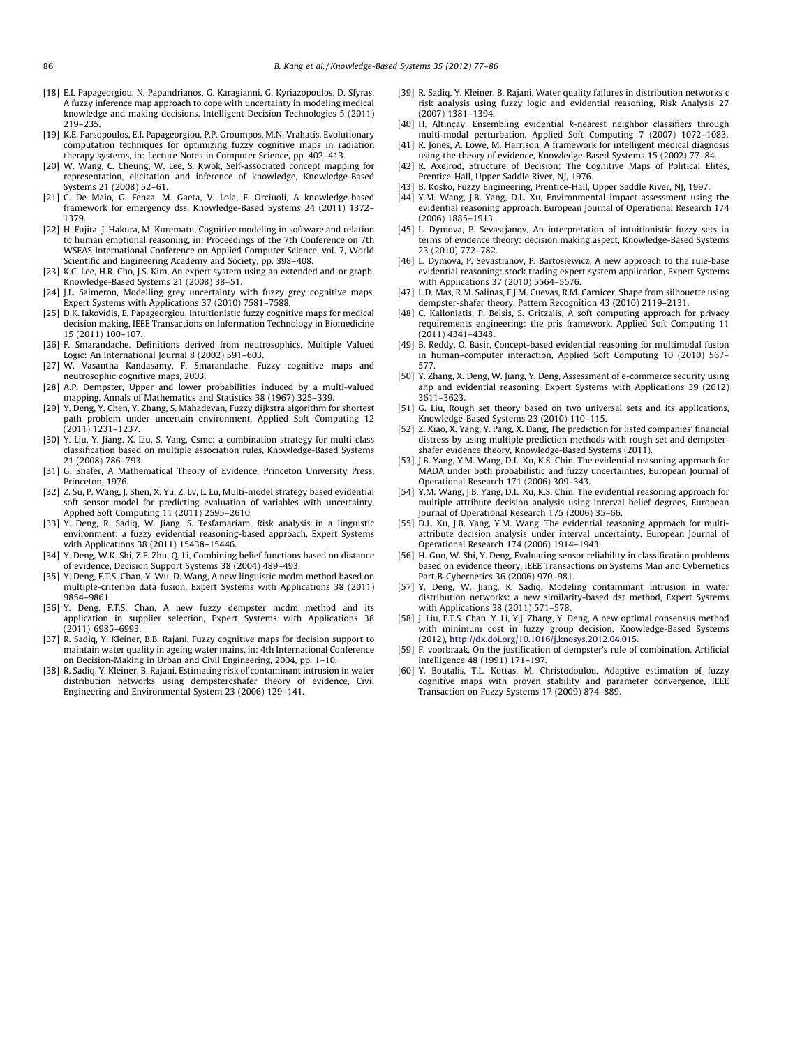[18] E.I. Papageorgiou, N. Papandrianos, G. Karagianni, G. Kyriazopoulos, D. Sfyras, A fuzzy inference map approach to cope with uncertainty in modeling medical knowledge and making decisions, Intelligent Decision Technologies 5 (2011) 219–235.

[19] K.E. Parsopoulos, E.I. Papageorgiou, P.P. Groumpos, M.N. Vrahatis, Evolutionary computation techniques for optimizing fuzzy cognitive maps in radiation therapy systems, in: Lecture Notes in Computer Science, pp. 402–413.

[20] W. Wang, C. Cheung, W. Lee, S. Kwok, Self-associated concept mapping for representation, elicitation and inference of knowledge, Knowledge-Based Systems 21 (2008) 52–61.

[21] C. De Maio, G. Fenza, M. Gaeta, V. Loia, F. Orciuoli, A knowledge-based framework for emergency dss, Knowledge-Based Systems 24 (2011) 1372–1379.

[22] H. Fujita, J. Hakura, M. Kurematu, Cognitive modeling in software and relation to human emotional reasoning, in: Proceedings of the 7th Conference on 7th WSEAS International Conference on Applied Computer Science, vol. 7, World Scientific and Engineering Academy and Society, pp. 398–408.

[23] K.C. Lee, H.R. Cho, J.S. Kim, An expert system using an extended and-or graph, Knowledge-Based Systems 21 (2008) 38–51.

[24] J.L. Salmeron, Modelling grey uncertainty with fuzzy grey cognitive maps, Expert Systems with Applications 37 (2010) 7581–7588.

[25] D.K. Iakovidis, E. Papageorgiou, Intuitionistic fuzzy cognitive maps for medical decision making, IEEE Transactions on Information Technology in Biomedicine 15 (2011) 100–107.

[26] F. Smarandache, Definitions derived from neutrosophics, Multiple Valued Logic: An International Journal 8 (2002) 591–603.

[27] W. Vasantha Kandasamy, F. Smarandache, Fuzzy cognitive maps and neutrosophic cognitive maps, 2003.

[28] A.P. Dempster, Upper and lower probabilities induced by a multi-valued mapping, Annals of Mathematics and Statistics 38 (1967) 325–339.

[29] Y. Deng, Y. Chen, Y. Zhang, S. Mahadevan, Fuzzy dijkstra algorithm for shortest path problem under uncertain environment, Applied Soft Computing 12 (2011) 1231–1237.

[30] Y. Liu, Y. Jiang, X. Liu, S. Yang, Csmc: a combination strategy for multi-class classification based on multiple association rules, Knowledge-Based Systems 21 (2008) 786–793.

[31] G. Shafer, A Mathematical Theory of Evidence, Princeton University Press, Princeton, 1976.

[32] Z. Su, P. Wang, J. Shen, X. Yu, Z. Lv, L. Lu, Multi-model strategy based evidential soft sensor model for predicting evaluation of variables with uncertainty, Applied Soft Computing 11 (2011) 2595–2610.

[33] Y. Deng, R. Sadiq, W. Jiang, S. Tesfamariam, Risk analysis in a linguistic environment: a fuzzy evidential reasoning-based approach, Expert Systems with Applications 38 (2011) 15438–15446.

[34] Y. Deng, W.K. Shi, Z.F. Zhu, Q. Li, Combining belief functions based on distance of evidence, Decision Support Systems 38 (2004) 489–493.

[35] Y. Deng, F.T.S. Chan, Y. Wu, D. Wang, A new linguistic mcdm method based on multiple-criterion data fusion, Expert Systems with Applications 38 (2011) 9854–9861.

[36] Y. Deng, F.T.S. Chan, A new fuzzy dempster mcdm method and its application in supplier selection, Expert Systems with Applications 38 (2011) 6985–6993.

[37] R. Sadiq, Y. Kleiner, B.B. Rajani, Fuzzy cognitive maps for decision support to maintain water quality in ageing water mains, in: 4th International Conference on Decision-Making in Urban and Civil Engineering, 2004, pp. 1–10.

[38] R. Sadiq, Y. Kleiner, B. Rajani, Estimating risk of contaminant intrusion in water distribution networks using dempstercshafer theory of evidence, Civil Engineering and Environmental System 23 (2006) 129–141.

[39] R. Sadiq, Y. Kleiner, B. Rajani, Water quality failures in distribution networks c risk analysis using fuzzy logic and evidential reasoning, Risk Analysis 27 (2007) 1381–1394.

[40] H. Altınçay, Ensembling evidential *k*-nearest neighbor classifiers through multi-modal perturbation, Applied Soft Computing 7 (2007) 1072–1083.

[41] R. Jones, A. Lowe, M. Harrison, A framework for intelligent medical diagnosis using the theory of evidence, Knowledge-Based Systems 15 (2002) 77–84.

[42] R. Axelrod, Structure of Decision: The Cognitive Maps of Political Elites, Prentice-Hall, Upper Saddle River, NJ, 1976.

[43] B. Kosko, Fuzzy Engineering, Prentice-Hall, Upper Saddle River, NJ, 1997.

[44] Y.M. Wang, J.B. Yang, D.L. Xu, Environmental impact assessment using the evidential reasoning approach, European Journal of Operational Research 174 (2006) 1885–1913.

[45] L. Dymova, P. Sevastjanov, An interpretation of intuitionistic fuzzy sets in terms of evidence theory: decision making aspect, Knowledge-Based Systems 23 (2010) 772–782.

[46] L. Dymova, P. Sevastianov, P. Bartosiewicz, A new approach to the rule-base evidential reasoning: stock trading expert system application, Expert Systems with Applications 37 (2010) 5564–5576.

[47] L.D. Mas, R.M. Salinas, F.J.M. Cuevas, R.M. Carnicer, Shape from silhouette using dempster-shafer theory, Pattern Recognition 43 (2010) 2119–2131.

[48] C. Kalloniatis, P. Belsis, S. Gritzalis, A soft computing approach for privacy requirements engineering: the pris framework, Applied Soft Computing 11 (2011) 4341–4348.

[49] B. Reddy, O. Basir, Concept-based evidential reasoning for multimodal fusion in human–computer interaction, Applied Soft Computing 10 (2010) 567–577.

[50] Y. Zhang, X. Deng, W. Jiang, Y. Deng, Assessment of e-commerce security using ahp and evidential reasoning, Expert Systems with Applications 39 (2012) 3611–3623.

[51] G. Liu, Rough set theory based on two universal sets and its applications, Knowledge-Based Systems 23 (2010) 110–115.

[52] Z. Xiao, X. Yang, Y. Pang, X. Dang, The prediction for listed companies' financial distress by using multiple prediction methods with rough set and dempster-shafer evidence theory, Knowledge-Based Systems (2011).

[53] J.B. Yang, Y.M. Wang, D.L. Xu, K.S. Chin, The evidential reasoning approach for MADA under both probabilistic and fuzzy uncertainties, European Journal of Operational Research 171 (2006) 309–343.

[54] Y.M. Wang, J.B. Yang, D.L. Xu, K.S. Chin, The evidential reasoning approach for multiple attribute decision analysis using interval belief degrees, European Journal of Operational Research 175 (2006) 35–66.

[55] D.L. Xu, J.B. Yang, Y.M. Wang, The evidential reasoning approach for multi-attribute decision analysis under interval uncertainty, European Journal of Operational Research 174 (2006) 1914–1943.

[56] H. Guo, W. Shi, Y. Deng, Evaluating sensor reliability in classification problems based on evidence theory, IEEE Transactions on Systems Man and Cybernetics Part B-Cybernetics 36 (2006) 970–981.

[57] Y. Deng, W. Jiang, R. Sadiq, Modeling contaminant intrusion in water distribution networks: a new similarity-based dst method, Expert Systems with Applications 38 (2011) 571–578.

[58] J. Liu, F.T.S. Chan, Y. Li, Y.J. Zhang, Y. Deng, A new optimal consensus method with minimum cost in fuzzy group decision, Knowledge-Based Systems (2012), http://dx.doi.org/10.1016/j.knosys.2012.04.015.

[59] F. voorbraak, On the justification of dempster's rule of combination, Artificial Intelligence 48 (1991) 171–197.

[60] Y. Boutalis, T.L. Kottas, M. Christodoulou, Adaptive estimation of fuzzy cognitive maps with proven stability and parameter convergence, IEEE Transaction on Fuzzy Systems 17 (2009) 874–889.